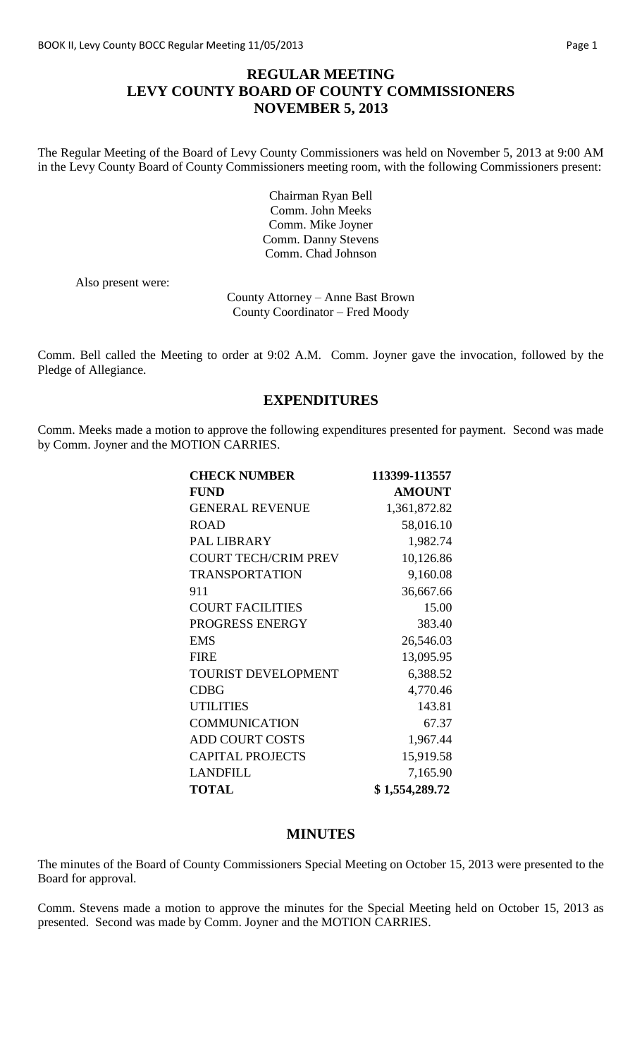# REGULAR MEETING
# LEVY COUNTY BOARD OF COUNTY COMMISSIONERS
# NOVEMBER 5, 2013

The Regular Meeting of the Board of Levy County Commissioners was held on November 5, 2013 at 9:00 AM in the Levy County Board of County Commissioners meeting room, with the following Commissioners present:

Chairman Ryan Bell
Comm. John Meeks
Comm. Mike Joyner
Comm. Danny Stevens
Comm. Chad Johnson

Also present were:

County Attorney – Anne Bast Brown
County Coordinator – Fred Moody

Comm. Bell called the Meeting to order at 9:02 A.M. Comm. Joyner gave the invocation, followed by the Pledge of Allegiance.

## EXPENDITURES

Comm. Meeks made a motion to approve the following expenditures presented for payment. Second was made by Comm. Joyner and the MOTION CARRIES.

| **CHECK NUMBER** | **113399-113557** |
|---|---|
| **FUND** | **AMOUNT** |
| GENERAL REVENUE | 1,361,872.82 |
| ROAD | 58,016.10 |
| PAL LIBRARY | 1,982.74 |
| COURT TECH/CRIM PREV | 10,126.86 |
| TRANSPORTATION | 9,160.08 |
| 911 | 36,667.66 |
| COURT FACILITIES | 15.00 |
| PROGRESS ENERGY | 383.40 |
| EMS | 26,546.03 |
| FIRE | 13,095.95 |
| TOURIST DEVELOPMENT | 6,388.52 |
| CDBG | 4,770.46 |
| UTILITIES | 143.81 |
| COMMUNICATION | 67.37 |
| ADD COURT COSTS | 1,967.44 |
| CAPITAL PROJECTS | 15,919.58 |
| LANDFILL | 7,165.90 |
| **TOTAL** | **$ 1,554,289.72** |

## MINUTES

The minutes of the Board of County Commissioners Special Meeting on October 15, 2013 were presented to the Board for approval.

Comm. Stevens made a motion to approve the minutes for the Special Meeting held on October 15, 2013 as presented. Second was made by Comm. Joyner and the MOTION CARRIES.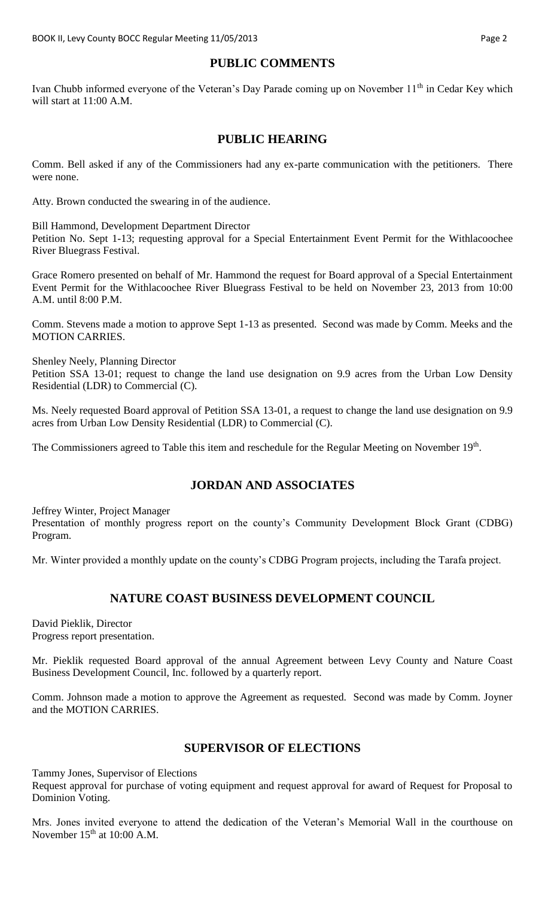## PUBLIC COMMENTS

Ivan Chubb informed everyone of the Veteran's Day Parade coming up on November 11th in Cedar Key which will start at 11:00 A.M.

## PUBLIC HEARING

Comm. Bell asked if any of the Commissioners had any ex-parte communication with the petitioners. There were none.

Atty. Brown conducted the swearing in of the audience.

Bill Hammond, Development Department Director
Petition No. Sept 1-13; requesting approval for a Special Entertainment Event Permit for the Withlacoochee River Bluegrass Festival.

Grace Romero presented on behalf of Mr. Hammond the request for Board approval of a Special Entertainment Event Permit for the Withlacoochee River Bluegrass Festival to be held on November 23, 2013 from 10:00 A.M. until 8:00 P.M.

Comm. Stevens made a motion to approve Sept 1-13 as presented. Second was made by Comm. Meeks and the MOTION CARRIES.

Shenley Neely, Planning Director
Petition SSA 13-01; request to change the land use designation on 9.9 acres from the Urban Low Density Residential (LDR) to Commercial (C).

Ms. Neely requested Board approval of Petition SSA 13-01, a request to change the land use designation on 9.9 acres from Urban Low Density Residential (LDR) to Commercial (C).

The Commissioners agreed to Table this item and reschedule for the Regular Meeting on November 19th.

## JORDAN AND ASSOCIATES

Jeffrey Winter, Project Manager
Presentation of monthly progress report on the county's Community Development Block Grant (CDBG) Program.

Mr. Winter provided a monthly update on the county's CDBG Program projects, including the Tarafa project.

## NATURE COAST BUSINESS DEVELOPMENT COUNCIL

David Pieklik, Director
Progress report presentation.

Mr. Pieklik requested Board approval of the annual Agreement between Levy County and Nature Coast Business Development Council, Inc. followed by a quarterly report.

Comm. Johnson made a motion to approve the Agreement as requested. Second was made by Comm. Joyner and the MOTION CARRIES.

## SUPERVISOR OF ELECTIONS

Tammy Jones, Supervisor of Elections
Request approval for purchase of voting equipment and request approval for award of Request for Proposal to Dominion Voting.

Mrs. Jones invited everyone to attend the dedication of the Veteran's Memorial Wall in the courthouse on November 15th at 10:00 A.M.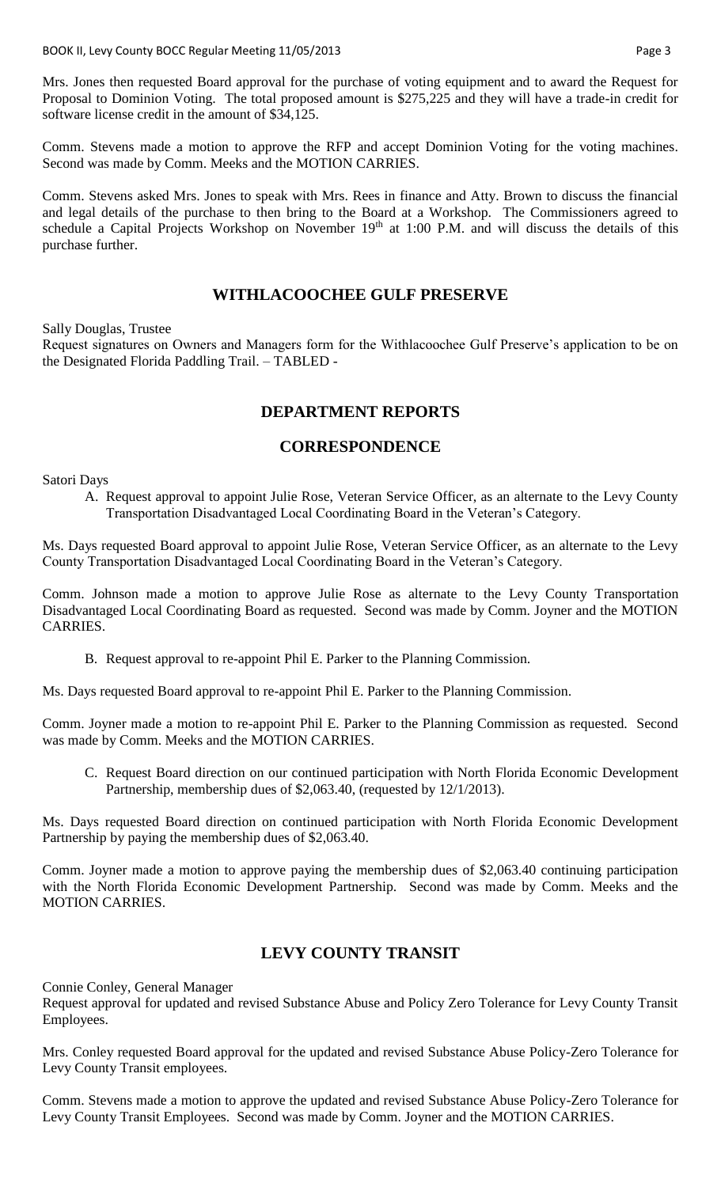Mrs. Jones then requested Board approval for the purchase of voting equipment and to award the Request for Proposal to Dominion Voting. The total proposed amount is $275,225 and they will have a trade-in credit for software license credit in the amount of $34,125.

Comm. Stevens made a motion to approve the RFP and accept Dominion Voting for the voting machines. Second was made by Comm. Meeks and the MOTION CARRIES.

Comm. Stevens asked Mrs. Jones to speak with Mrs. Rees in finance and Atty. Brown to discuss the financial and legal details of the purchase to then bring to the Board at a Workshop. The Commissioners agreed to schedule a Capital Projects Workshop on November 19th at 1:00 P.M. and will discuss the details of this purchase further.

## WITHLACOOCHEE GULF PRESERVE

Sally Douglas, Trustee
Request signatures on Owners and Managers form for the Withlacoochee Gulf Preserve's application to be on the Designated Florida Paddling Trail. – TABLED -

## DEPARTMENT REPORTS

## CORRESPONDENCE

Satori Days

A. Request approval to appoint Julie Rose, Veteran Service Officer, as an alternate to the Levy County Transportation Disadvantaged Local Coordinating Board in the Veteran's Category.

Ms. Days requested Board approval to appoint Julie Rose, Veteran Service Officer, as an alternate to the Levy County Transportation Disadvantaged Local Coordinating Board in the Veteran's Category.

Comm. Johnson made a motion to approve Julie Rose as alternate to the Levy County Transportation Disadvantaged Local Coordinating Board as requested. Second was made by Comm. Joyner and the MOTION CARRIES.

B. Request approval to re-appoint Phil E. Parker to the Planning Commission.

Ms. Days requested Board approval to re-appoint Phil E. Parker to the Planning Commission.

Comm. Joyner made a motion to re-appoint Phil E. Parker to the Planning Commission as requested. Second was made by Comm. Meeks and the MOTION CARRIES.

C. Request Board direction on our continued participation with North Florida Economic Development Partnership, membership dues of $2,063.40, (requested by 12/1/2013).

Ms. Days requested Board direction on continued participation with North Florida Economic Development Partnership by paying the membership dues of $2,063.40.

Comm. Joyner made a motion to approve paying the membership dues of $2,063.40 continuing participation with the North Florida Economic Development Partnership. Second was made by Comm. Meeks and the MOTION CARRIES.

## LEVY COUNTY TRANSIT

Connie Conley, General Manager
Request approval for updated and revised Substance Abuse and Policy Zero Tolerance for Levy County Transit Employees.

Mrs. Conley requested Board approval for the updated and revised Substance Abuse Policy-Zero Tolerance for Levy County Transit employees.

Comm. Stevens made a motion to approve the updated and revised Substance Abuse Policy-Zero Tolerance for Levy County Transit Employees. Second was made by Comm. Joyner and the MOTION CARRIES.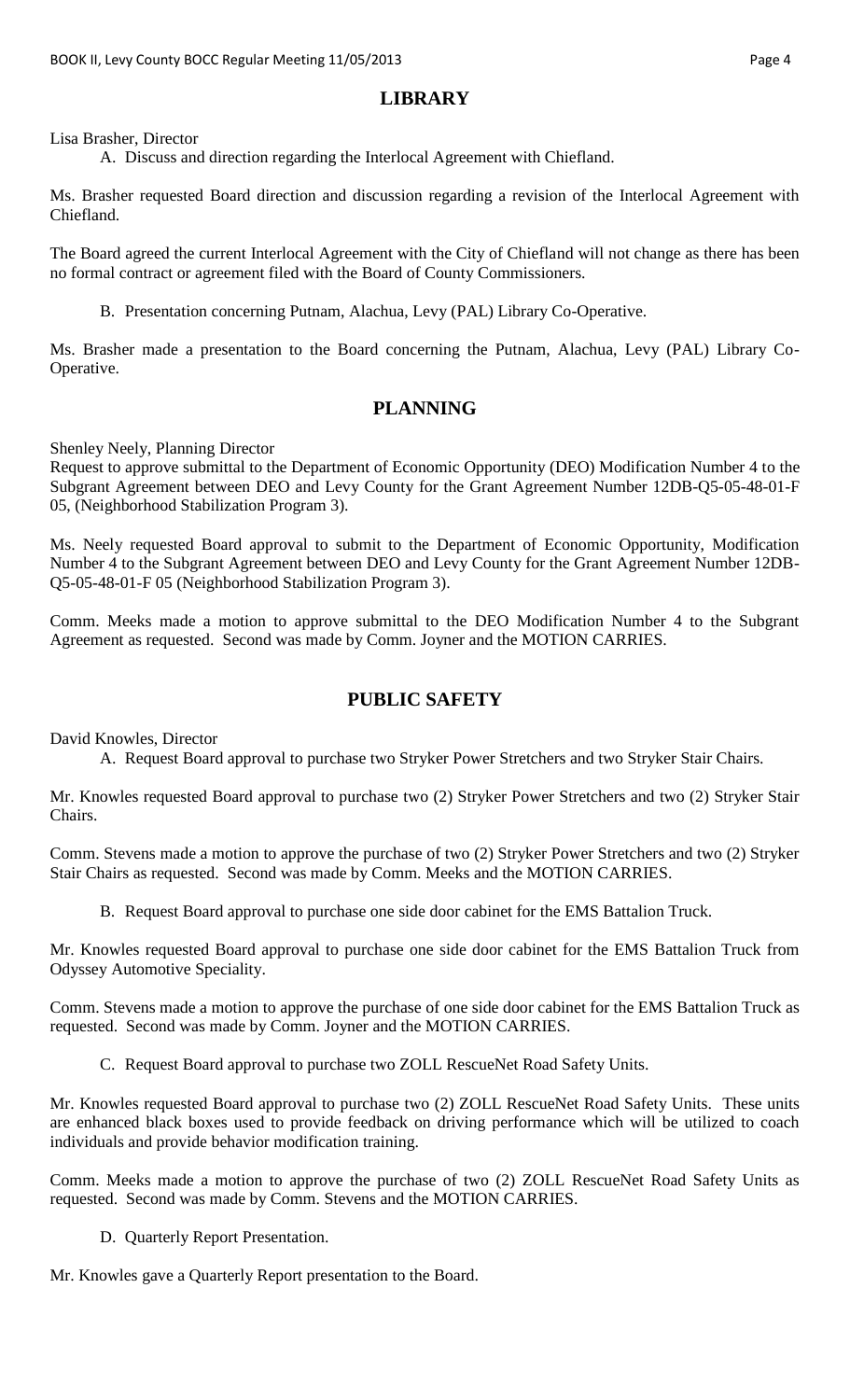## LIBRARY

Lisa Brasher, Director

A. Discuss and direction regarding the Interlocal Agreement with Chiefland.

Ms. Brasher requested Board direction and discussion regarding a revision of the Interlocal Agreement with Chiefland.

The Board agreed the current Interlocal Agreement with the City of Chiefland will not change as there has been no formal contract or agreement filed with the Board of County Commissioners.

B. Presentation concerning Putnam, Alachua, Levy (PAL) Library Co-Operative.

Ms. Brasher made a presentation to the Board concerning the Putnam, Alachua, Levy (PAL) Library Co-Operative.

## PLANNING

Shenley Neely, Planning Director
Request to approve submittal to the Department of Economic Opportunity (DEO) Modification Number 4 to the Subgrant Agreement between DEO and Levy County for the Grant Agreement Number 12DB-Q5-05-48-01-F 05, (Neighborhood Stabilization Program 3).

Ms. Neely requested Board approval to submit to the Department of Economic Opportunity, Modification Number 4 to the Subgrant Agreement between DEO and Levy County for the Grant Agreement Number 12DB-Q5-05-48-01-F 05 (Neighborhood Stabilization Program 3).

Comm. Meeks made a motion to approve submittal to the DEO Modification Number 4 to the Subgrant Agreement as requested. Second was made by Comm. Joyner and the MOTION CARRIES.

## PUBLIC SAFETY

David Knowles, Director

A. Request Board approval to purchase two Stryker Power Stretchers and two Stryker Stair Chairs.

Mr. Knowles requested Board approval to purchase two (2) Stryker Power Stretchers and two (2) Stryker Stair Chairs.

Comm. Stevens made a motion to approve the purchase of two (2) Stryker Power Stretchers and two (2) Stryker Stair Chairs as requested. Second was made by Comm. Meeks and the MOTION CARRIES.

B. Request Board approval to purchase one side door cabinet for the EMS Battalion Truck.

Mr. Knowles requested Board approval to purchase one side door cabinet for the EMS Battalion Truck from Odyssey Automotive Speciality.

Comm. Stevens made a motion to approve the purchase of one side door cabinet for the EMS Battalion Truck as requested. Second was made by Comm. Joyner and the MOTION CARRIES.

C. Request Board approval to purchase two ZOLL RescueNet Road Safety Units.

Mr. Knowles requested Board approval to purchase two (2) ZOLL RescueNet Road Safety Units. These units are enhanced black boxes used to provide feedback on driving performance which will be utilized to coach individuals and provide behavior modification training.

Comm. Meeks made a motion to approve the purchase of two (2) ZOLL RescueNet Road Safety Units as requested. Second was made by Comm. Stevens and the MOTION CARRIES.

D. Quarterly Report Presentation.

Mr. Knowles gave a Quarterly Report presentation to the Board.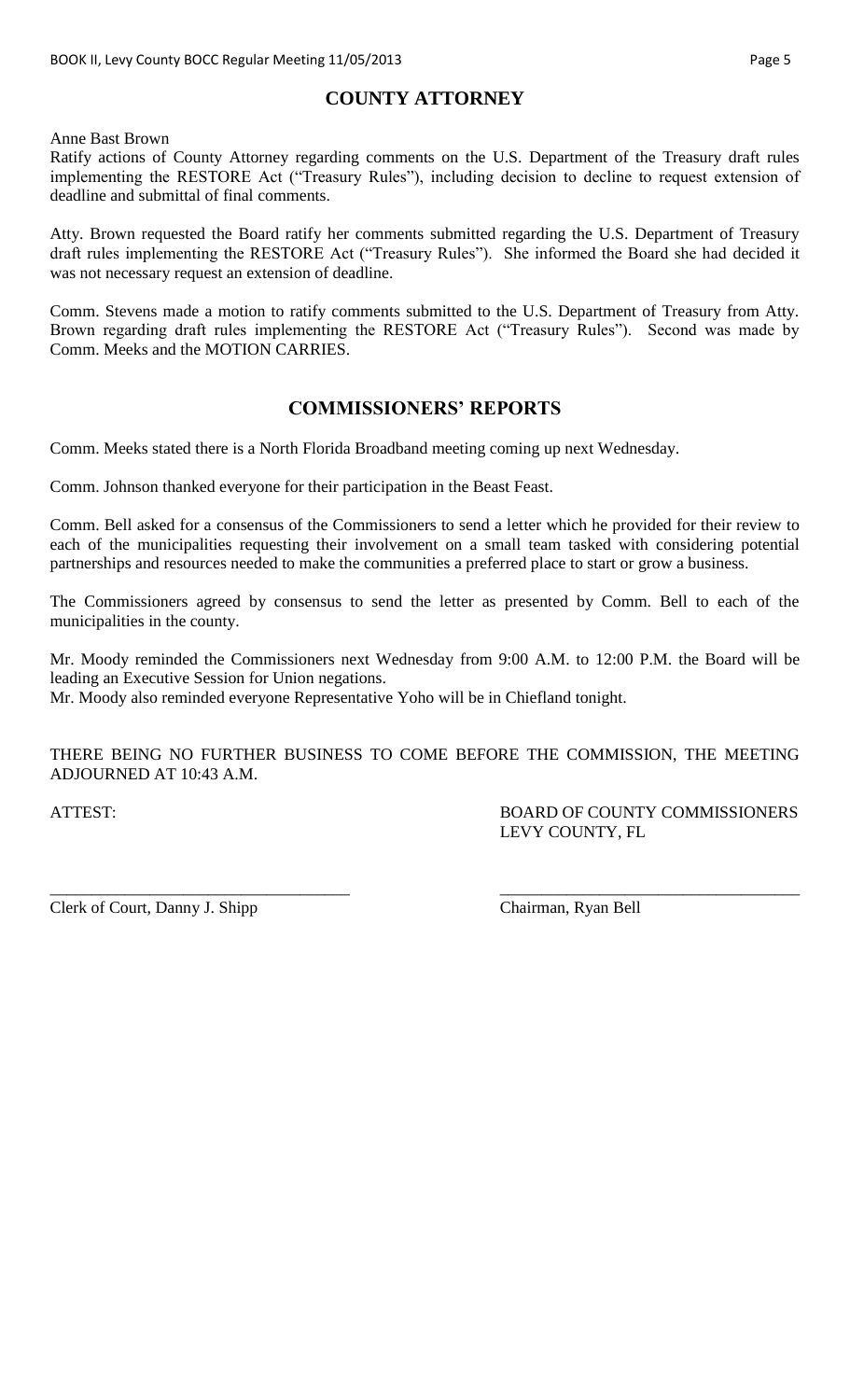## COUNTY ATTORNEY

Anne Bast Brown

Ratify actions of County Attorney regarding comments on the U.S. Department of the Treasury draft rules implementing the RESTORE Act ("Treasury Rules"), including decision to decline to request extension of deadline and submittal of final comments.

Atty. Brown requested the Board ratify her comments submitted regarding the U.S. Department of Treasury draft rules implementing the RESTORE Act ("Treasury Rules"). She informed the Board she had decided it was not necessary request an extension of deadline.

Comm. Stevens made a motion to ratify comments submitted to the U.S. Department of Treasury from Atty. Brown regarding draft rules implementing the RESTORE Act ("Treasury Rules"). Second was made by Comm. Meeks and the MOTION CARRIES.

## COMMISSIONERS' REPORTS

Comm. Meeks stated there is a North Florida Broadband meeting coming up next Wednesday.

Comm. Johnson thanked everyone for their participation in the Beast Feast.

Comm. Bell asked for a consensus of the Commissioners to send a letter which he provided for their review to each of the municipalities requesting their involvement on a small team tasked with considering potential partnerships and resources needed to make the communities a preferred place to start or grow a business.

The Commissioners agreed by consensus to send the letter as presented by Comm. Bell to each of the municipalities in the county.

Mr. Moody reminded the Commissioners next Wednesday from 9:00 A.M. to 12:00 P.M. the Board will be leading an Executive Session for Union negations.
Mr. Moody also reminded everyone Representative Yoho will be in Chiefland tonight.

THERE BEING NO FURTHER BUSINESS TO COME BEFORE THE COMMISSION, THE MEETING ADJOURNED AT 10:43 A.M.

ATTEST: BOARD OF COUNTY COMMISSIONERS LEVY COUNTY, FL

\_\_\_\_\_\_\_\_\_\_\_\_\_\_\_\_\_\_\_\_\_\_\_\_\_\_\_\_\_\_\_\_\_\_\_\_
Clerk of Court, Danny J. Shipp

\_\_\_\_\_\_\_\_\_\_\_\_\_\_\_\_\_\_\_\_\_\_\_\_\_\_\_\_\_\_\_\_\_\_\_\_
Chairman, Ryan Bell